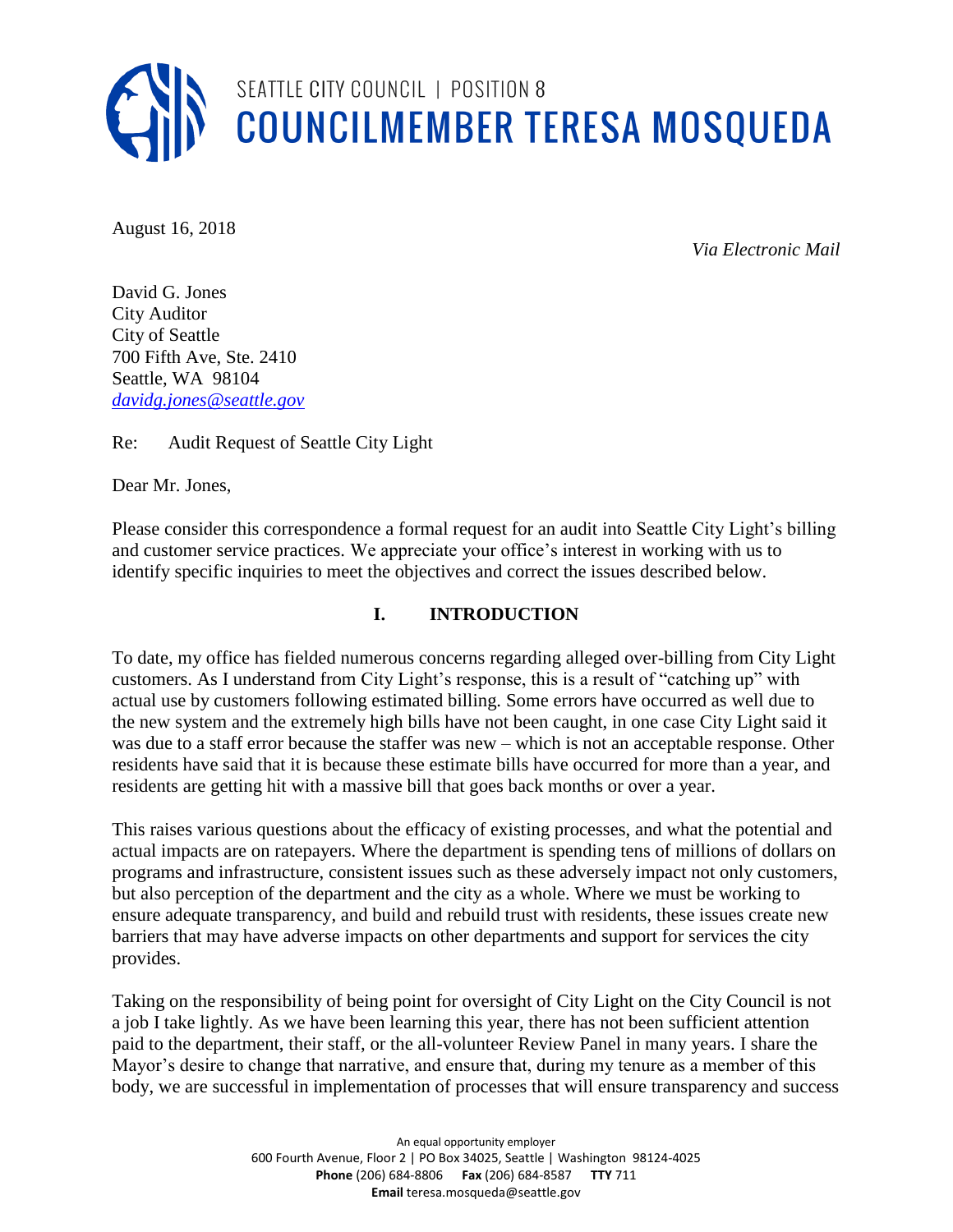SEATTLE CITY COUNCIL | POSITION 8

# COUNCILMEMBER TERESA MOSQUEDA

August 16, 2018

*Via Electronic Mail*

David G. Jones
City Auditor
City of Seattle
700 Fifth Ave, Ste. 2410
Seattle, WA 98104
*davidg.jones@seattle.gov*

Re: Audit Request of Seattle City Light

Dear Mr. Jones,

Please consider this correspondence a formal request for an audit into Seattle City Light's billing and customer service practices. We appreciate your office's interest in working with us to identify specific inquiries to meet the objectives and correct the issues described below.

## I. INTRODUCTION

To date, my office has fielded numerous concerns regarding alleged over-billing from City Light customers. As I understand from City Light's response, this is a result of "catching up" with actual use by customers following estimated billing. Some errors have occurred as well due to the new system and the extremely high bills have not been caught, in one case City Light said it was due to a staff error because the staffer was new – which is not an acceptable response. Other residents have said that it is because these estimate bills have occurred for more than a year, and residents are getting hit with a massive bill that goes back months or over a year.

This raises various questions about the efficacy of existing processes, and what the potential and actual impacts are on ratepayers. Where the department is spending tens of millions of dollars on programs and infrastructure, consistent issues such as these adversely impact not only customers, but also perception of the department and the city as a whole. Where we must be working to ensure adequate transparency, and build and rebuild trust with residents, these issues create new barriers that may have adverse impacts on other departments and support for services the city provides.

Taking on the responsibility of being point for oversight of City Light on the City Council is not a job I take lightly. As we have been learning this year, there has not been sufficient attention paid to the department, their staff, or the all-volunteer Review Panel in many years. I share the Mayor's desire to change that narrative, and ensure that, during my tenure as a member of this body, we are successful in implementation of processes that will ensure transparency and success

An equal opportunity employer
600 Fourth Avenue, Floor 2 | PO Box 34025, Seattle | Washington 98124-4025
**Phone** (206) 684-8806 **Fax** (206) 684-8587 **TTY** 711
**Email** teresa.mosqueda@seattle.gov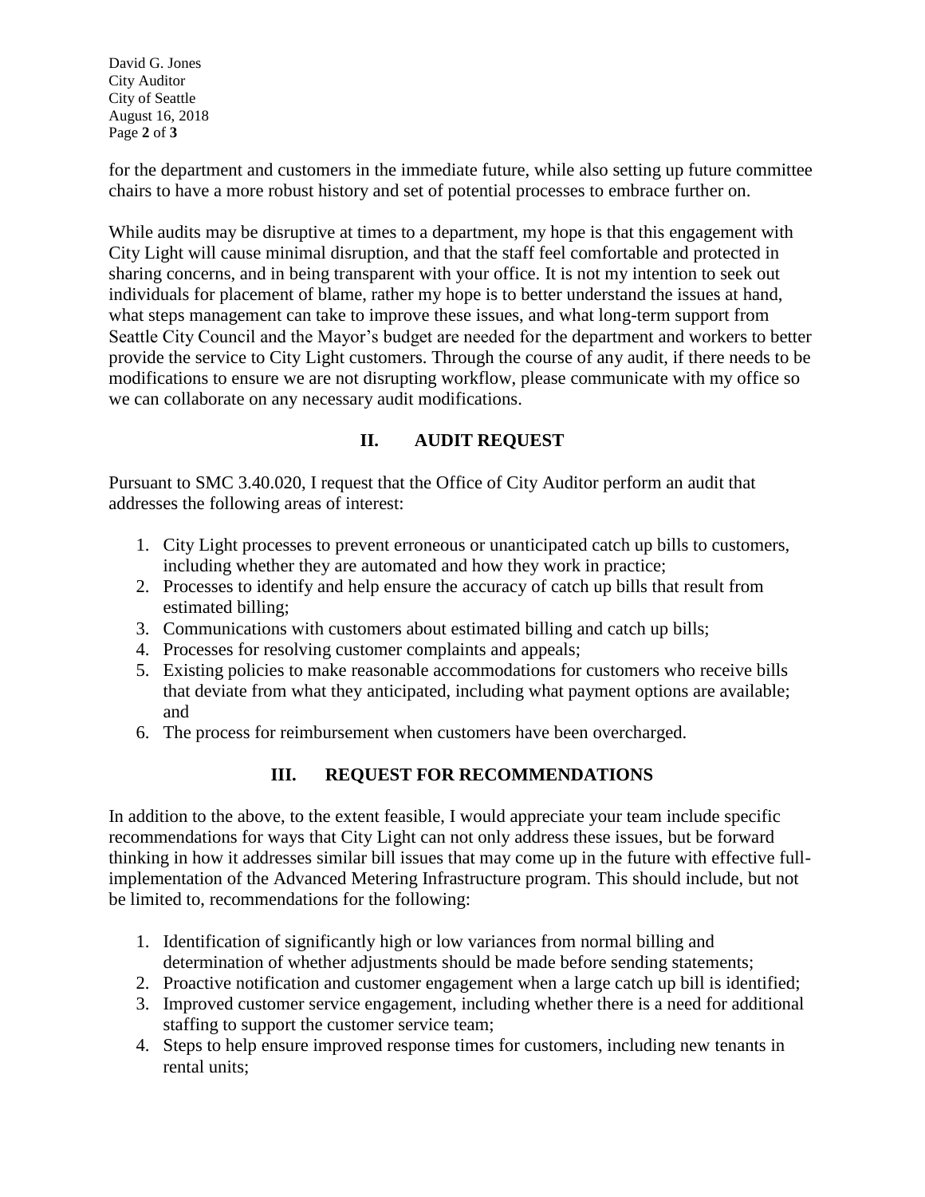for the department and customers in the immediate future, while also setting up future committee chairs to have a more robust history and set of potential processes to embrace further on.

While audits may be disruptive at times to a department, my hope is that this engagement with City Light will cause minimal disruption, and that the staff feel comfortable and protected in sharing concerns, and in being transparent with your office. It is not my intention to seek out individuals for placement of blame, rather my hope is to better understand the issues at hand, what steps management can take to improve these issues, and what long-term support from Seattle City Council and the Mayor's budget are needed for the department and workers to better provide the service to City Light customers. Through the course of any audit, if there needs to be modifications to ensure we are not disrupting workflow, please communicate with my office so we can collaborate on any necessary audit modifications.

## II. AUDIT REQUEST

Pursuant to SMC 3.40.020, I request that the Office of City Auditor perform an audit that addresses the following areas of interest:

1. City Light processes to prevent erroneous or unanticipated catch up bills to customers, including whether they are automated and how they work in practice;
2. Processes to identify and help ensure the accuracy of catch up bills that result from estimated billing;
3. Communications with customers about estimated billing and catch up bills;
4. Processes for resolving customer complaints and appeals;
5. Existing policies to make reasonable accommodations for customers who receive bills that deviate from what they anticipated, including what payment options are available; and
6. The process for reimbursement when customers have been overcharged.

## III. REQUEST FOR RECOMMENDATIONS

In addition to the above, to the extent feasible, I would appreciate your team include specific recommendations for ways that City Light can not only address these issues, but be forward thinking in how it addresses similar bill issues that may come up in the future with effective full-implementation of the Advanced Metering Infrastructure program. This should include, but not be limited to, recommendations for the following:

1. Identification of significantly high or low variances from normal billing and determination of whether adjustments should be made before sending statements;
2. Proactive notification and customer engagement when a large catch up bill is identified;
3. Improved customer service engagement, including whether there is a need for additional staffing to support the customer service team;
4. Steps to help ensure improved response times for customers, including new tenants in rental units;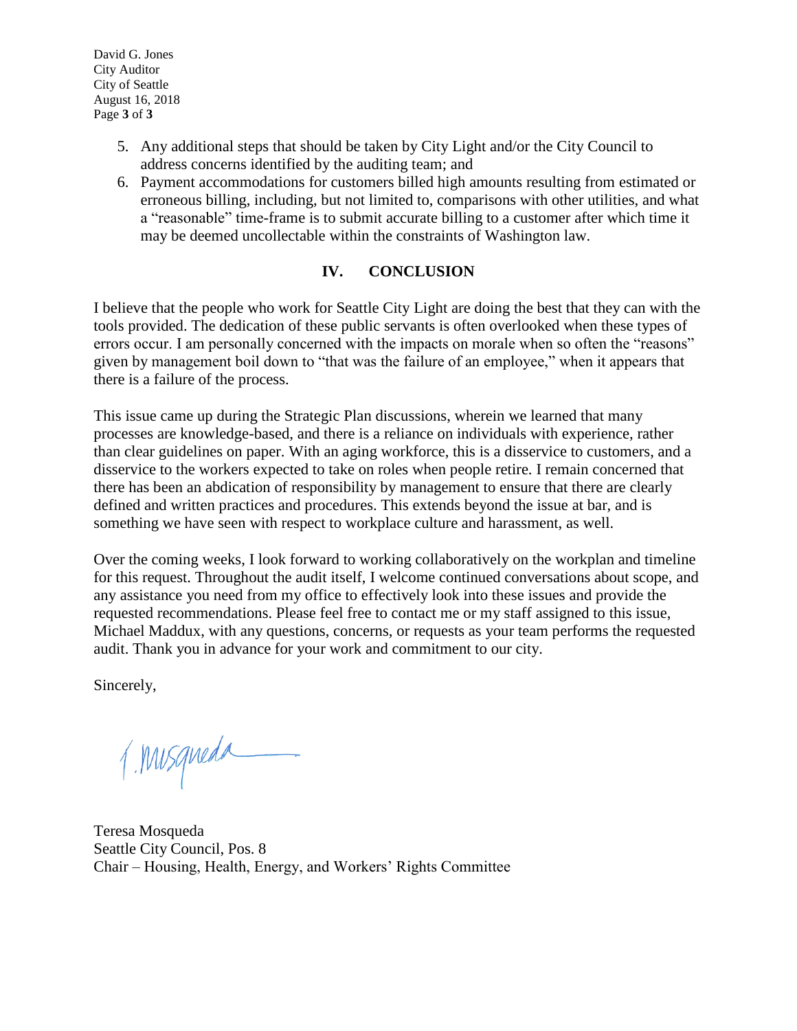5. Any additional steps that should be taken by City Light and/or the City Council to address concerns identified by the auditing team; and
6. Payment accommodations for customers billed high amounts resulting from estimated or erroneous billing, including, but not limited to, comparisons with other utilities, and what a "reasonable" time-frame is to submit accurate billing to a customer after which time it may be deemed uncollectable within the constraints of Washington law.

## IV. CONCLUSION

I believe that the people who work for Seattle City Light are doing the best that they can with the tools provided. The dedication of these public servants is often overlooked when these types of errors occur. I am personally concerned with the impacts on morale when so often the "reasons" given by management boil down to "that was the failure of an employee," when it appears that there is a failure of the process.

This issue came up during the Strategic Plan discussions, wherein we learned that many processes are knowledge-based, and there is a reliance on individuals with experience, rather than clear guidelines on paper. With an aging workforce, this is a disservice to customers, and a disservice to the workers expected to take on roles when people retire. I remain concerned that there has been an abdication of responsibility by management to ensure that there are clearly defined and written practices and procedures. This extends beyond the issue at bar, and is something we have seen with respect to workplace culture and harassment, as well.

Over the coming weeks, I look forward to working collaboratively on the workplan and timeline for this request. Throughout the audit itself, I welcome continued conversations about scope, and any assistance you need from my office to effectively look into these issues and provide the requested recommendations. Please feel free to contact me or my staff assigned to this issue, Michael Maddux, with any questions, concerns, or requests as your team performs the requested audit. Thank you in advance for your work and commitment to our city.

Sincerely,

T. Mosqueda

Teresa Mosqueda
Seattle City Council, Pos. 8
Chair – Housing, Health, Energy, and Workers' Rights Committee